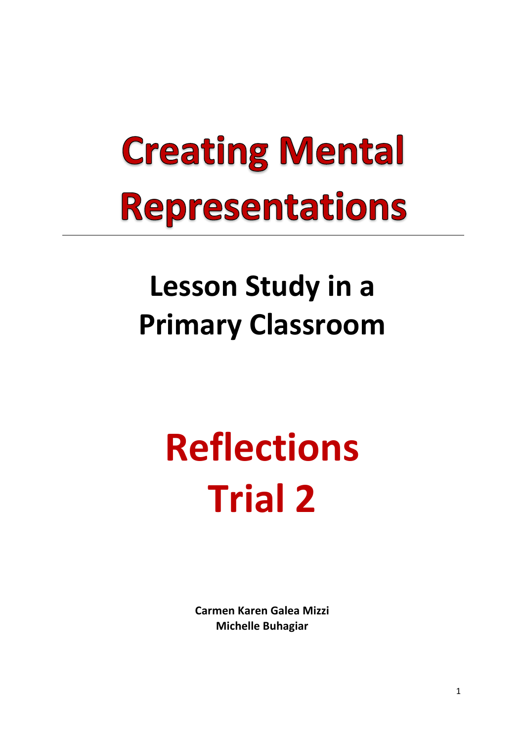# Creating Mental Representations

---

## Lesson Study in a Primary Classroom

# Reflections
# Trial 2

**Carmen Karen Galea Mizzi**
**Michelle Buhagiar**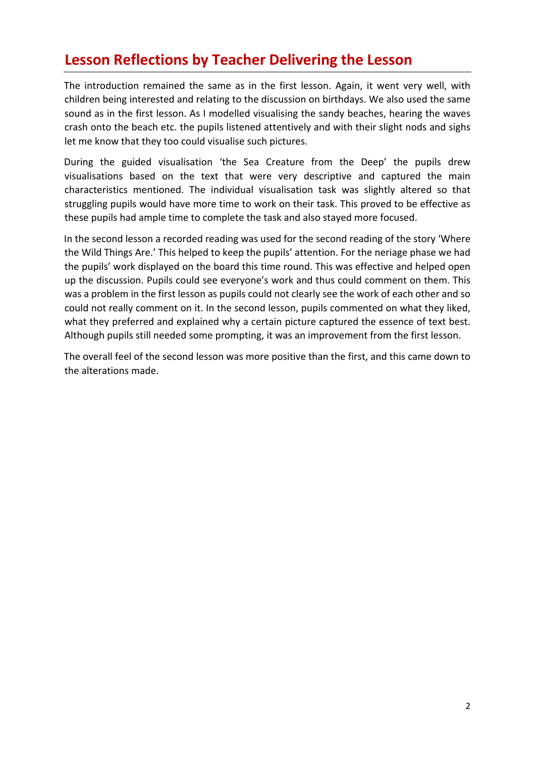## Lesson Reflections by Teacher Delivering the Lesson

The introduction remained the same as in the first lesson. Again, it went very well, with children being interested and relating to the discussion on birthdays. We also used the same sound as in the first lesson. As I modelled visualising the sandy beaches, hearing the waves crash onto the beach etc. the pupils listened attentively and with their slight nods and sighs let me know that they too could visualise such pictures.

During the guided visualisation 'the Sea Creature from the Deep' the pupils drew visualisations based on the text that were very descriptive and captured the main characteristics mentioned. The individual visualisation task was slightly altered so that struggling pupils would have more time to work on their task. This proved to be effective as these pupils had ample time to complete the task and also stayed more focused.

In the second lesson a recorded reading was used for the second reading of the story 'Where the Wild Things Are.' This helped to keep the pupils' attention. For the neriage phase we had the pupils' work displayed on the board this time round. This was effective and helped open up the discussion. Pupils could see everyone's work and thus could comment on them. This was a problem in the first lesson as pupils could not clearly see the work of each other and so could not really comment on it. In the second lesson, pupils commented on what they liked, what they preferred and explained why a certain picture captured the essence of text best. Although pupils still needed some prompting, it was an improvement from the first lesson.

The overall feel of the second lesson was more positive than the first, and this came down to the alterations made.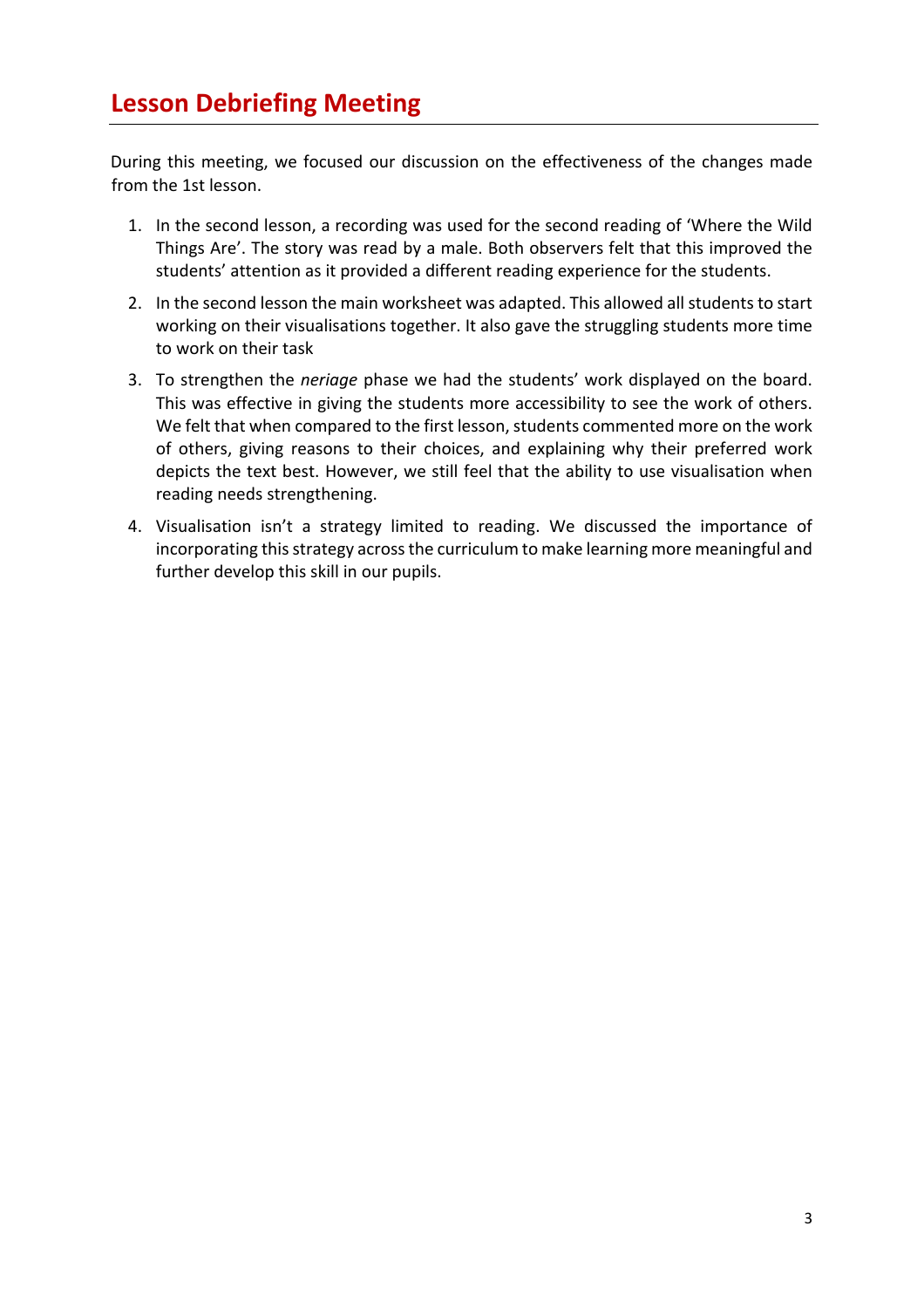## Lesson Debriefing Meeting

During this meeting, we focused our discussion on the effectiveness of the changes made from the 1st lesson.

1. In the second lesson, a recording was used for the second reading of 'Where the Wild Things Are'. The story was read by a male. Both observers felt that this improved the students' attention as it provided a different reading experience for the students.
2. In the second lesson the main worksheet was adapted. This allowed all students to start working on their visualisations together. It also gave the struggling students more time to work on their task
3. To strengthen the *neriage* phase we had the students' work displayed on the board. This was effective in giving the students more accessibility to see the work of others. We felt that when compared to the first lesson, students commented more on the work of others, giving reasons to their choices, and explaining why their preferred work depicts the text best. However, we still feel that the ability to use visualisation when reading needs strengthening.
4. Visualisation isn't a strategy limited to reading. We discussed the importance of incorporating this strategy across the curriculum to make learning more meaningful and further develop this skill in our pupils.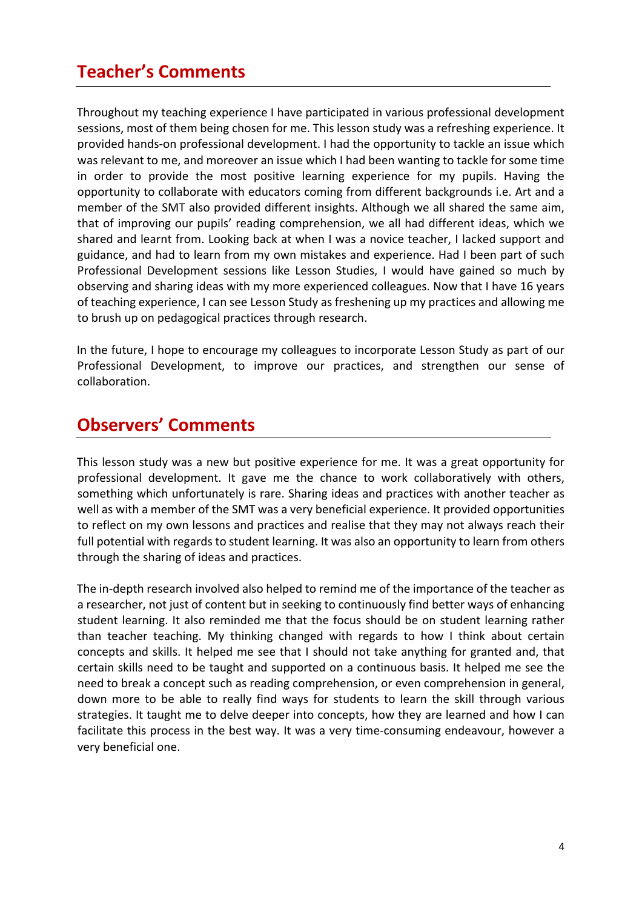## Teacher's Comments

Throughout my teaching experience I have participated in various professional development sessions, most of them being chosen for me. This lesson study was a refreshing experience. It provided hands-on professional development. I had the opportunity to tackle an issue which was relevant to me, and moreover an issue which I had been wanting to tackle for some time in order to provide the most positive learning experience for my pupils. Having the opportunity to collaborate with educators coming from different backgrounds i.e. Art and a member of the SMT also provided different insights. Although we all shared the same aim, that of improving our pupils' reading comprehension, we all had different ideas, which we shared and learnt from. Looking back at when I was a novice teacher, I lacked support and guidance, and had to learn from my own mistakes and experience. Had I been part of such Professional Development sessions like Lesson Studies, I would have gained so much by observing and sharing ideas with my more experienced colleagues. Now that I have 16 years of teaching experience, I can see Lesson Study as freshening up my practices and allowing me to brush up on pedagogical practices through research.

In the future, I hope to encourage my colleagues to incorporate Lesson Study as part of our Professional Development, to improve our practices, and strengthen our sense of collaboration.

## Observers' Comments

This lesson study was a new but positive experience for me. It was a great opportunity for professional development. It gave me the chance to work collaboratively with others, something which unfortunately is rare. Sharing ideas and practices with another teacher as well as with a member of the SMT was a very beneficial experience. It provided opportunities to reflect on my own lessons and practices and realise that they may not always reach their full potential with regards to student learning. It was also an opportunity to learn from others through the sharing of ideas and practices.

The in-depth research involved also helped to remind me of the importance of the teacher as a researcher, not just of content but in seeking to continuously find better ways of enhancing student learning. It also reminded me that the focus should be on student learning rather than teacher teaching. My thinking changed with regards to how I think about certain concepts and skills. It helped me see that I should not take anything for granted and, that certain skills need to be taught and supported on a continuous basis. It helped me see the need to break a concept such as reading comprehension, or even comprehension in general, down more to be able to really find ways for students to learn the skill through various strategies. It taught me to delve deeper into concepts, how they are learned and how I can facilitate this process in the best way. It was a very time-consuming endeavour, however a very beneficial one.